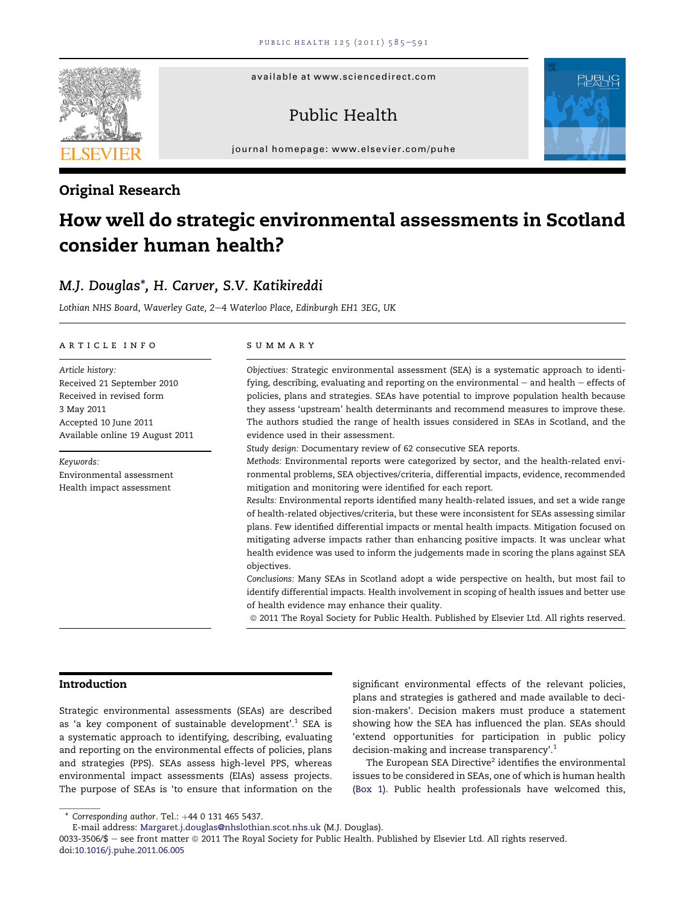available at www.sciencedirect.com

Public Health

journal homepage: www.elsevier.com/puhe

## Original Research

# How well do strategic environmental assessments in Scotland consider human health?

*M.J. Douglas\*, H. Carver, S.V. Katikireddi*

*Lothian NHS Board, Waverley Gate, 2–4 Waterloo Place, Edinburgh EH1 3EG, UK*

**ARTICLE INFO**

*Article history:*
Received 21 September 2010
Received in revised form
3 May 2011
Accepted 10 June 2011
Available online 19 August 2011

*Keywords:*
Environmental assessment
Health impact assessment

**SUMMARY**

*Objectives:* Strategic environmental assessment (SEA) is a systematic approach to identifying, describing, evaluating and reporting on the environmental – and health – effects of policies, plans and strategies. SEAs have potential to improve population health because they assess 'upstream' health determinants and recommend measures to improve these. The authors studied the range of health issues considered in SEAs in Scotland, and the evidence used in their assessment.

*Study design:* Documentary review of 62 consecutive SEA reports.

*Methods:* Environmental reports were categorized by sector, and the health-related environmental problems, SEA objectives/criteria, differential impacts, evidence, recommended mitigation and monitoring were identified for each report.

*Results:* Environmental reports identified many health-related issues, and set a wide range of health-related objectives/criteria, but these were inconsistent for SEAs assessing similar plans. Few identified differential impacts or mental health impacts. Mitigation focused on mitigating adverse impacts rather than enhancing positive impacts. It was unclear what health evidence was used to inform the judgements made in scoring the plans against SEA objectives.

*Conclusions:* Many SEAs in Scotland adopt a wide perspective on health, but most fail to identify differential impacts. Health involvement in scoping of health issues and better use of health evidence may enhance their quality.

© 2011 The Royal Society for Public Health. Published by Elsevier Ltd. All rights reserved.

## Introduction

Strategic environmental assessments (SEAs) are described as 'a key component of sustainable development'.[1] SEA is a systematic approach to identifying, describing, evaluating and reporting on the environmental effects of policies, plans and strategies (PPS). SEAs assess high-level PPS, whereas environmental impact assessments (EIAs) assess projects. The purpose of SEAs is 'to ensure that information on the significant environmental effects of the relevant policies, plans and strategies is gathered and made available to decision-makers'. Decision makers must produce a statement showing how the SEA has influenced the plan. SEAs should 'extend opportunities for participation in public policy decision-making and increase transparency'.[1]

The European SEA Directive[2] identifies the environmental issues to be considered in SEAs, one of which is human health (Box 1). Public health professionals have welcomed this,

\* *Corresponding author.* Tel.: +44 0 131 465 5437.
E-mail address: Margaret.j.douglas@nhslothian.scot.nhs.uk (M.J. Douglas).
0033-3506/$ – see front matter © 2011 The Royal Society for Public Health. Published by Elsevier Ltd. All rights reserved.
doi:10.1016/j.puhe.2011.06.005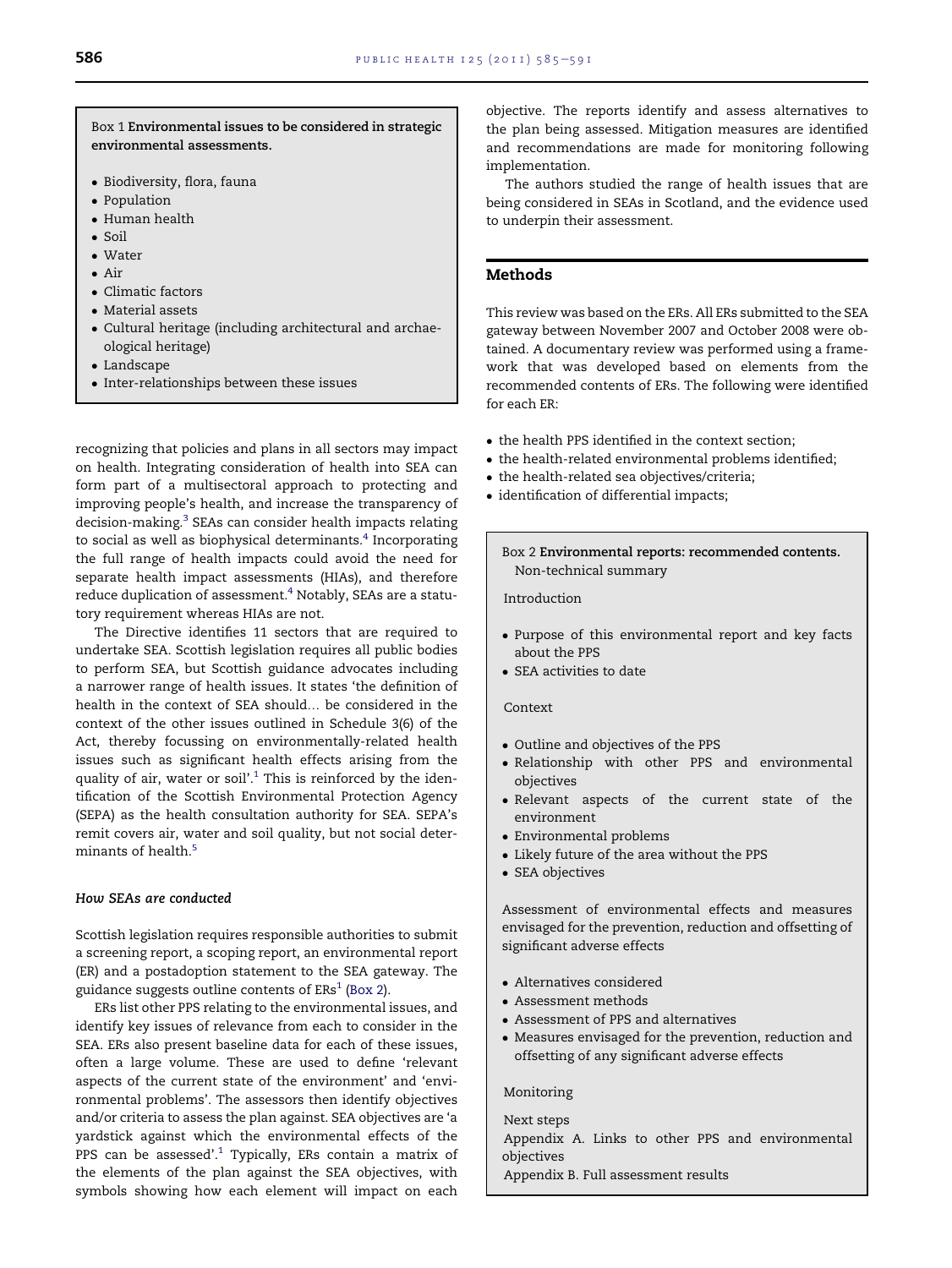**Box 1 Environmental issues to be considered in strategic environmental assessments.**

- Biodiversity, flora, fauna
- Population
- Human health
- Soil
- Water
- Air
- Climatic factors
- Material assets
- Cultural heritage (including architectural and archaeological heritage)
- Landscape
- Inter-relationships between these issues

recognizing that policies and plans in all sectors may impact on health. Integrating consideration of health into SEA can form part of a multisectoral approach to protecting and improving people's health, and increase the transparency of decision-making.[3] SEAs can consider health impacts relating to social as well as biophysical determinants.[4] Incorporating the full range of health impacts could avoid the need for separate health impact assessments (HIAs), and therefore reduce duplication of assessment.[4] Notably, SEAs are a statutory requirement whereas HIAs are not.

The Directive identifies 11 sectors that are required to undertake SEA. Scottish legislation requires all public bodies to perform SEA, but Scottish guidance advocates including a narrower range of health issues. It states 'the definition of health in the context of SEA should... be considered in the context of the other issues outlined in Schedule 3(6) of the Act, thereby focussing on environmentally-related health issues such as significant health effects arising from the quality of air, water or soil'.[1] This is reinforced by the identification of the Scottish Environmental Protection Agency (SEPA) as the health consultation authority for SEA. SEPA's remit covers air, water and soil quality, but not social determinants of health.[5]

### *How SEAs are conducted*

Scottish legislation requires responsible authorities to submit a screening report, a scoping report, an environmental report (ER) and a postadoption statement to the SEA gateway. The guidance suggests outline contents of ERs[1] (Box 2).

ERs list other PPS relating to the environmental issues, and identify key issues of relevance from each to consider in the SEA. ERs also present baseline data for each of these issues, often a large volume. These are used to define 'relevant aspects of the current state of the environment' and 'environmental problems'. The assessors then identify objectives and/or criteria to assess the plan against. SEA objectives are 'a yardstick against which the environmental effects of the PPS can be assessed'.[1] Typically, ERs contain a matrix of the elements of the plan against the SEA objectives, with symbols showing how each element will impact on each objective. The reports identify and assess alternatives to the plan being assessed. Mitigation measures are identified and recommendations are made for monitoring following implementation.

The authors studied the range of health issues that are being considered in SEAs in Scotland, and the evidence used to underpin their assessment.

## Methods

This review was based on the ERs. All ERs submitted to the SEA gateway between November 2007 and October 2008 were obtained. A documentary review was performed using a framework that was developed based on elements from the recommended contents of ERs. The following were identified for each ER:

- the health PPS identified in the context section;
- the health-related environmental problems identified;
- the health-related sea objectives/criteria;
- identification of differential impacts;

**Box 2 Environmental reports: recommended contents.**
Non-technical summary

Introduction

- Purpose of this environmental report and key facts about the PPS
- SEA activities to date

Context

- Outline and objectives of the PPS
- Relationship with other PPS and environmental objectives
- Relevant aspects of the current state of the environment
- Environmental problems
- Likely future of the area without the PPS
- SEA objectives

Assessment of environmental effects and measures envisaged for the prevention, reduction and offsetting of significant adverse effects

- Alternatives considered
- Assessment methods
- Assessment of PPS and alternatives
- Measures envisaged for the prevention, reduction and offsetting of any significant adverse effects

Monitoring

Next steps

Appendix A. Links to other PPS and environmental objectives

Appendix B. Full assessment results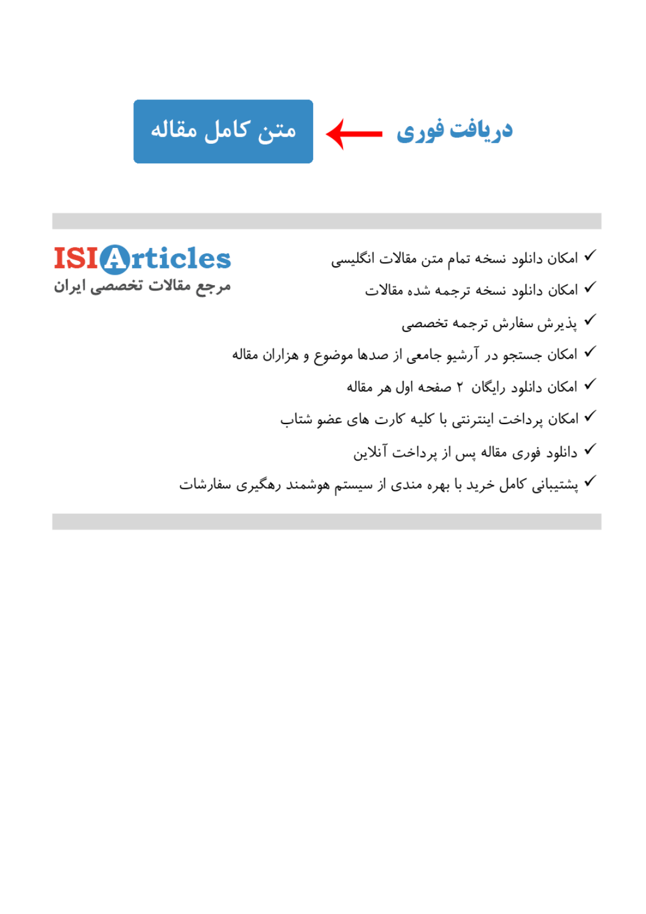دریافت فوری ← متن کامل مقاله

---

**ISIArticles**

مرجع مقالات تخصصی ایران

- ✓ امکان دانلود نسخه تمام متن مقالات انگلیسی
- ✓ امکان دانلود نسخه ترجمه شده مقالات
- ✓ پذیرش سفارش ترجمه تخصصی
- ✓ امکان جستجو در آرشیو جامعی از صدها موضوع و هزاران مقاله
- ✓ امکان دانلود رایگان ۲ صفحه اول هر مقاله
- ✓ امکان پرداخت اینترنتی با کلیه کارت های عضو شتاب
- ✓ دانلود فوری مقاله پس از پرداخت آنلاین
- ✓ پشتیبانی کامل خرید با بهره مندی از سیستم هوشمند رهگیری سفارشات

---